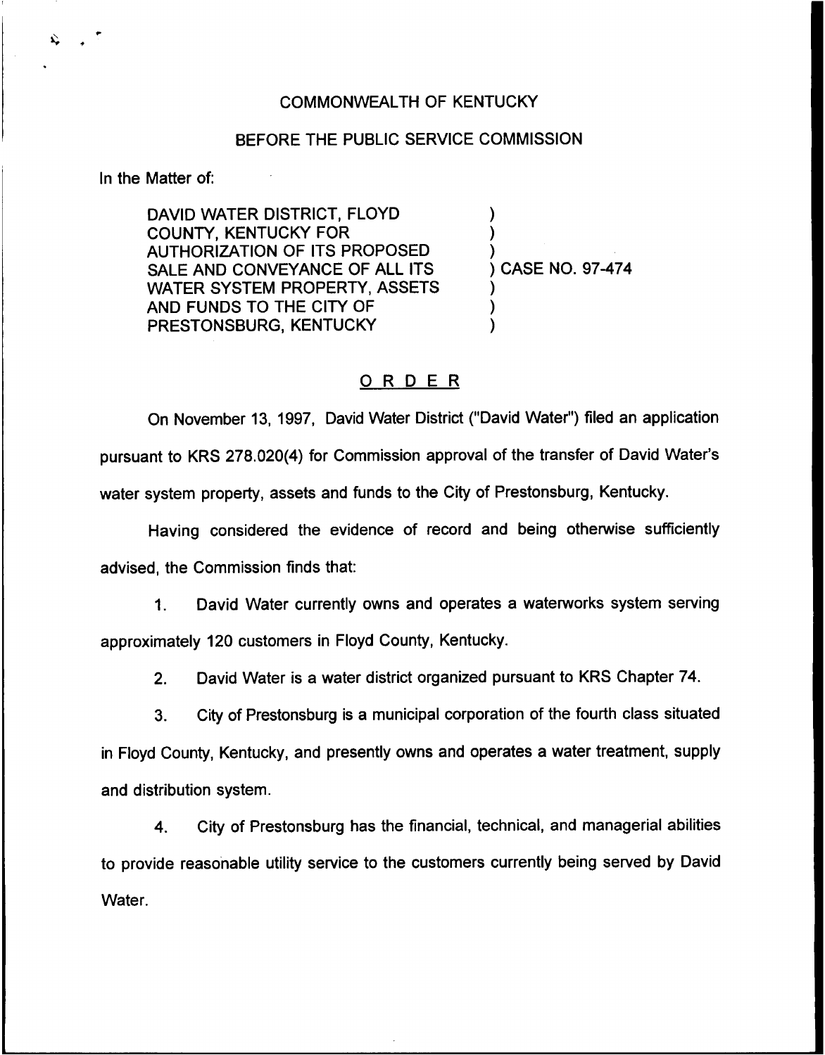COMMONWEALTH OF KENTUCKY

BEFORE THE PUBLIC SERVICE COMMISSION

In the Matter of:

DAVID WATER DISTRICT, FLOYD COUNTY, KENTUCKY FOR AUTHORIZATION OF ITS PROPOSED SALE AND CONVEYANCE OF ALL ITS WATER SYSTEM PROPERTY, ASSETS AND FUNDS TO THE CITY OF PRESTONSBURG, KENTUCKY

) CASE NO. 97-474

## ORDER

On November 13, 1997, David Water District ("David Water") filed an application pursuant to KRS 278.020(4) for Commission approval of the transfer of David Water's water system property, assets and funds to the City of Prestonsburg, Kentucky.

Having considered the evidence of record and being otherwise sufficiently advised, the Commission finds that:

1. David Water currently owns and operates a waterworks system serving approximately 120 customers in Floyd County, Kentucky.

2. David Water is a water district organized pursuant to KRS Chapter 74.

3. City of Prestonsburg is a municipal corporation of the fourth class situated in Floyd County, Kentucky, and presently owns and operates a water treatment, supply and distribution system.

4. City of Prestonsburg has the financial, technical, and managerial abilities to provide reasonable utility service to the customers currently being served by David Water.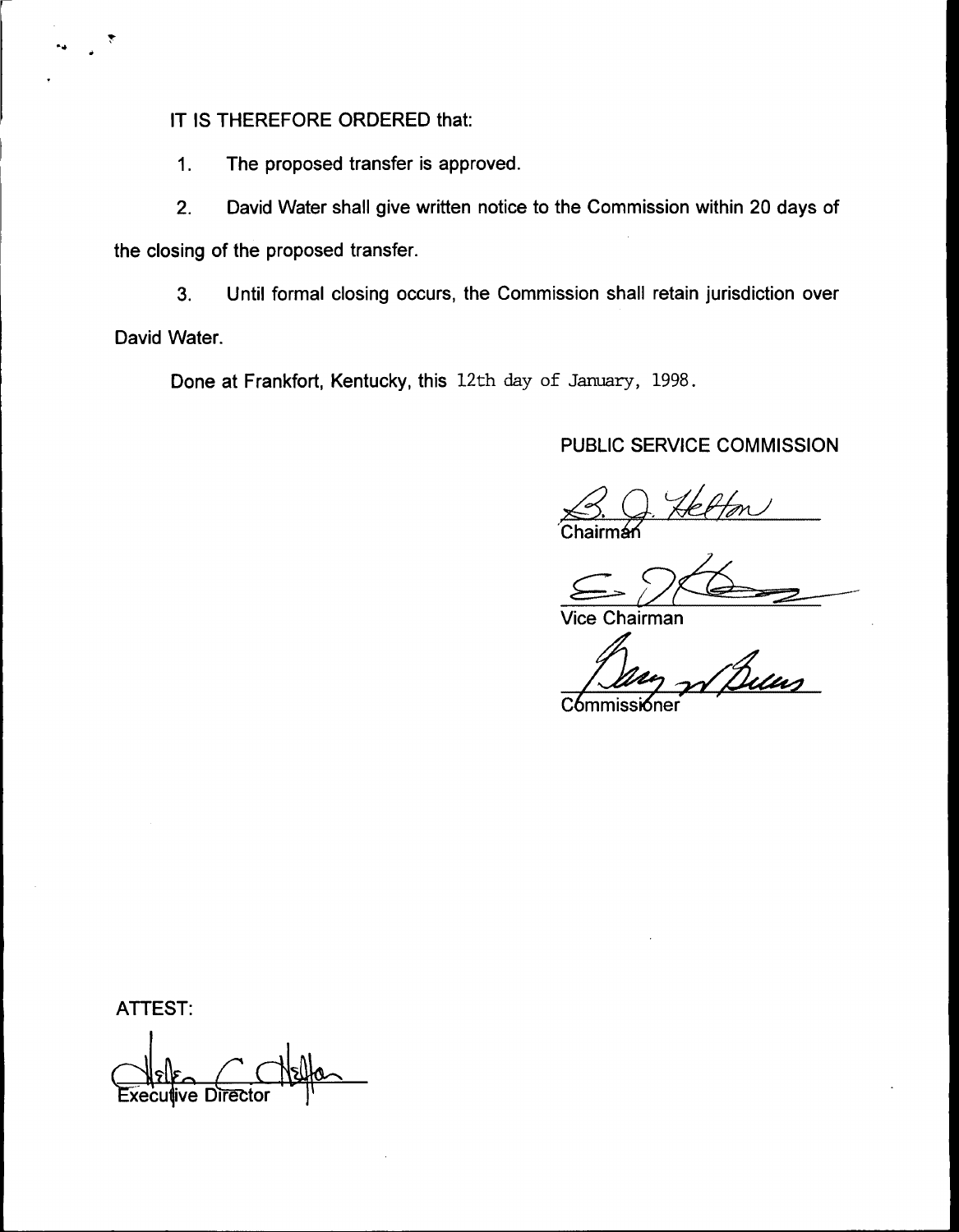IT IS THEREFORE ORDERED that:

1. The proposed transfer is approved.

2. David Water shall give written notice to the Commission within 20 days of the closing of the proposed transfer.

3. Until formal closing occurs, the Commission shall retain jurisdiction over David Water.

Done at Frankfort, Kentucky, this 12th day of January, 1998.

PUBLIC SERVICE COMMISSION

Chairman

Vice Chairman

Commissioner

ATTEST:

Executive Director